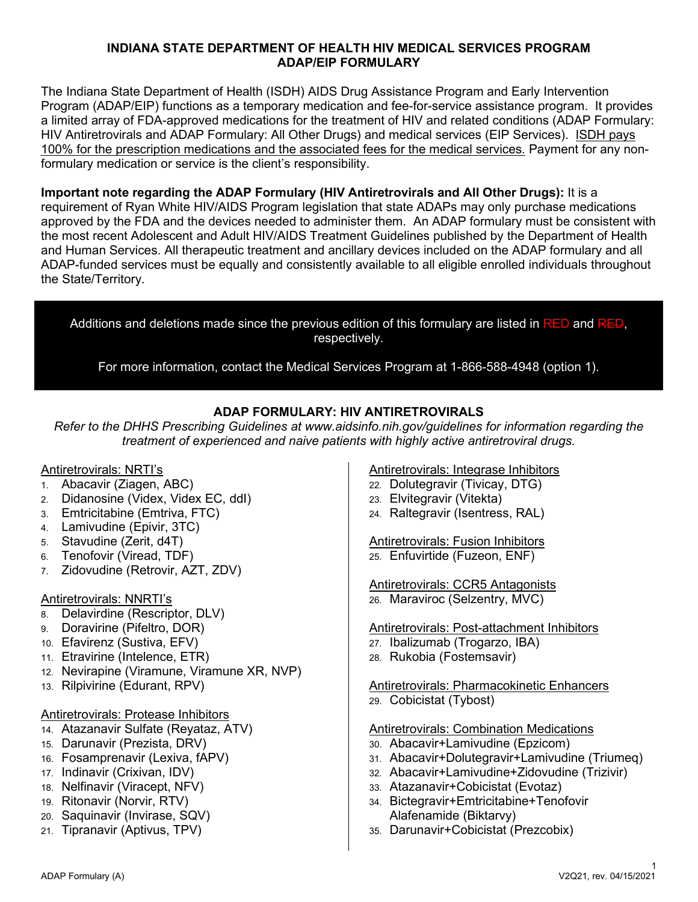# INDIANA STATE DEPARTMENT OF HEALTH HIV MEDICAL SERVICES PROGRAM
## ADAP/EIP FORMULARY

The Indiana State Department of Health (ISDH) AIDS Drug Assistance Program and Early Intervention Program (ADAP/EIP) functions as a temporary medication and fee-for-service assistance program. It provides a limited array of FDA-approved medications for the treatment of HIV and related conditions (ADAP Formulary: HIV Antiretrovirals and ADAP Formulary: All Other Drugs) and medical services (EIP Services). ISDH pays 100% for the prescription medications and the associated fees for the medical services. Payment for any non-formulary medication or service is the client's responsibility.

**Important note regarding the ADAP Formulary (HIV Antiretrovirals and All Other Drugs):** It is a requirement of Ryan White HIV/AIDS Program legislation that state ADAPs may only purchase medications approved by the FDA and the devices needed to administer them. An ADAP formulary must be consistent with the most recent Adolescent and Adult HIV/AIDS Treatment Guidelines published by the Department of Health and Human Services. All therapeutic treatment and ancillary devices included on the ADAP formulary and all ADAP-funded services must be equally and consistently available to all eligible enrolled individuals throughout the State/Territory.

Additions and deletions made since the previous edition of this formulary are listed in RED and ~~RED~~, respectively.

For more information, contact the Medical Services Program at 1-866-588-4948 (option 1).

## ADAP FORMULARY: HIV ANTIRETROVIRALS

*Refer to the DHHS Prescribing Guidelines at www.aidsinfo.nih.gov/guidelines for information regarding the treatment of experienced and naive patients with highly active antiretroviral drugs.*

Antiretrovirals: NRTI's

1. Abacavir (Ziagen, ABC)
2. Didanosine (Videx, Videx EC, ddI)
3. Emtricitabine (Emtriva, FTC)
4. Lamivudine (Epivir, 3TC)
5. Stavudine (Zerit, d4T)
6. Tenofovir (Viread, TDF)
7. Zidovudine (Retrovir, AZT, ZDV)

Antiretrovirals: NNRTI's

8. Delavirdine (Rescriptor, DLV)
9. Doravirine (Pifeltro, DOR)
10. Efavirenz (Sustiva, EFV)
11. Etravirine (Intelence, ETR)
12. Nevirapine (Viramune, Viramune XR, NVP)
13. Rilpivirine (Edurant, RPV)

Antiretrovirals: Protease Inhibitors

14. Atazanavir Sulfate (Reyataz, ATV)
15. Darunavir (Prezista, DRV)
16. Fosamprenavir (Lexiva, fAPV)
17. Indinavir (Crixivan, IDV)
18. Nelfinavir (Viracept, NFV)
19. Ritonavir (Norvir, RTV)
20. Saquinavir (Invirase, SQV)
21. Tipranavir (Aptivus, TPV)

Antiretrovirals: Integrase Inhibitors

22. Dolutegravir (Tivicay, DTG)
23. Elvitegravir (Vitekta)
24. Raltegravir (Isentress, RAL)

Antiretrovirals: Fusion Inhibitors

25. Enfuvirtide (Fuzeon, ENF)

Antiretrovirals: CCR5 Antagonists

26. Maraviroc (Selzentry, MVC)

Antiretrovirals: Post-attachment Inhibitors

27. Ibalizumab (Trogarzo, IBA)
28. Rukobia (Fostemsavir)

Antiretrovirals: Pharmacokinetic Enhancers

29. Cobicistat (Tybost)

Antiretrovirals: Combination Medications

30. Abacavir+Lamivudine (Epzicom)
31. Abacavir+Dolutegravir+Lamivudine (Triumeq)
32. Abacavir+Lamivudine+Zidovudine (Trizivir)
33. Atazanavir+Cobicistat (Evotaz)
34. Bictegravir+Emtricitabine+Tenofovir Alafenamide (Biktarvy)
35. Darunavir+Cobicistat (Prezcobix)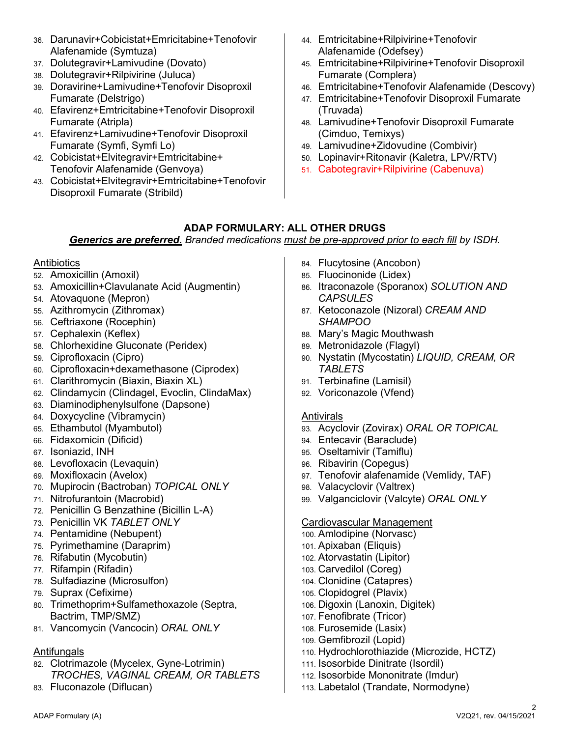36. Darunavir+Cobicistat+Emricitabine+Tenofovir Alafenamide (Symtuza)
37. Dolutegravir+Lamivudine (Dovato)
38. Dolutegravir+Rilpivirine (Juluca)
39. Doravirine+Lamivudine+Tenofovir Disoproxil Fumarate (Delstrigo)
40. Efavirenz+Emtricitabine+Tenofovir Disoproxil Fumarate (Atripla)
41. Efavirenz+Lamivudine+Tenofovir Disoproxil Fumarate (Symfi, Symfi Lo)
42. Cobicistat+Elvitegravir+Emtricitabine+ Tenofovir Alafenamide (Genvoya)
43. Cobicistat+Elvitegravir+Emtricitabine+Tenofovir Disoproxil Fumarate (Stribild)
44. Emtricitabine+Rilpivirine+Tenofovir Alafenamide (Odefsey)
45. Emtricitabine+Rilpivirine+Tenofovir Disoproxil Fumarate (Complera)
46. Emtricitabine+Tenofovir Alafenamide (Descovy)
47. Emtricitabine+Tenofovir Disoproxil Fumarate (Truvada)
48. Lamivudine+Tenofovir Disoproxil Fumarate (Cimduo, Temixys)
49. Lamivudine+Zidovudine (Combivir)
50. Lopinavir+Ritonavir (Kaletra, LPV/RTV)
51. Cabotegravir+Rilpivirine (Cabenuva)

## ADAP FORMULARY: ALL OTHER DRUGS

***Generics are preferred.*** *Branded medications must be pre-approved prior to each fill by ISDH.*

Antibiotics

52. Amoxicillin (Amoxil)
53. Amoxicillin+Clavulanate Acid (Augmentin)
54. Atovaquone (Mepron)
55. Azithromycin (Zithromax)
56. Ceftriaxone (Rocephin)
57. Cephalexin (Keflex)
58. Chlorhexidine Gluconate (Peridex)
59. Ciprofloxacin (Cipro)
60. Ciprofloxacin+dexamethasone (Ciprodex)
61. Clarithromycin (Biaxin, Biaxin XL)
62. Clindamycin (Clindagel, Evoclin, ClindaMax)
63. Diaminodiphenylsulfone (Dapsone)
64. Doxycycline (Vibramycin)
65. Ethambutol (Myambutol)
66. Fidaxomicin (Dificid)
67. Isoniazid, INH
68. Levofloxacin (Levaquin)
69. Moxifloxacin (Avelox)
70. Mupirocin (Bactroban) *TOPICAL ONLY*
71. Nitrofurantoin (Macrobid)
72. Penicillin G Benzathine (Bicillin L-A)
73. Penicillin VK *TABLET ONLY*
74. Pentamidine (Nebupent)
75. Pyrimethamine (Daraprim)
76. Rifabutin (Mycobutin)
77. Rifampin (Rifadin)
78. Sulfadiazine (Microsulfon)
79. Suprax (Cefixime)
80. Trimethoprim+Sulfamethoxazole (Septra, Bactrim, TMP/SMZ)
81. Vancomycin (Vancocin) *ORAL ONLY*

Antifungals

82. Clotrimazole (Mycelex, Gyne-Lotrimin) *TROCHES, VAGINAL CREAM, OR TABLETS*
83. Fluconazole (Diflucan)
84. Flucytosine (Ancobon)
85. Fluocinonide (Lidex)
86. Itraconazole (Sporanox) *SOLUTION AND CAPSULES*
87. Ketoconazole (Nizoral) *CREAM AND SHAMPOO*
88. Mary's Magic Mouthwash
89. Metronidazole (Flagyl)
90. Nystatin (Mycostatin) *LIQUID, CREAM, OR TABLETS*
91. Terbinafine (Lamisil)
92. Voriconazole (Vfend)

Antivirals

93. Acyclovir (Zovirax) *ORAL OR TOPICAL*
94. Entecavir (Baraclude)
95. Oseltamivir (Tamiflu)
96. Ribavirin (Copegus)
97. Tenofovir alafenamide (Vemlidy, TAF)
98. Valacyclovir (Valtrex)
99. Valganciclovir (Valcyte) *ORAL ONLY*

Cardiovascular Management

100. Amlodipine (Norvasc)
101. Apixaban (Eliquis)
102. Atorvastatin (Lipitor)
103. Carvedilol (Coreg)
104. Clonidine (Catapres)
105. Clopidogrel (Plavix)
106. Digoxin (Lanoxin, Digitek)
107. Fenofibrate (Tricor)
108. Furosemide (Lasix)
109. Gemfibrozil (Lopid)
110. Hydrochlorothiazide (Microzide, HCTZ)
111. Isosorbide Dinitrate (Isordil)
112. Isosorbide Mononitrate (Imdur)
113. Labetalol (Trandate, Normodyne)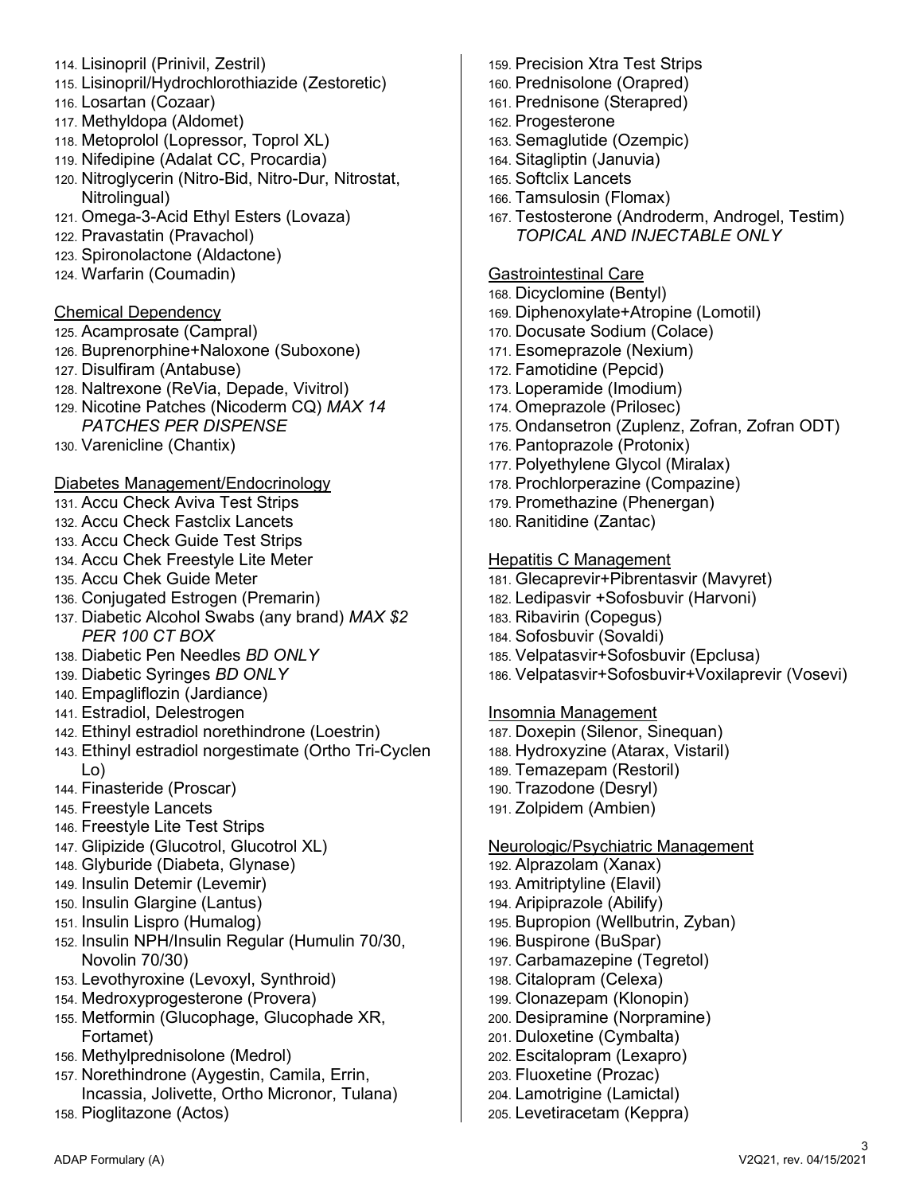114. Lisinopril (Prinivil, Zestril)
115. Lisinopril/Hydrochlorothiazide (Zestoretic)
116. Losartan (Cozaar)
117. Methyldopa (Aldomet)
118. Metoprolol (Lopressor, Toprol XL)
119. Nifedipine (Adalat CC, Procardia)
120. Nitroglycerin (Nitro-Bid, Nitro-Dur, Nitrostat, Nitrolingual)
121. Omega-3-Acid Ethyl Esters (Lovaza)
122. Pravastatin (Pravachol)
123. Spironolactone (Aldactone)
124. Warfarin (Coumadin)

Chemical Dependency

125. Acamprosate (Campral)
126. Buprenorphine+Naloxone (Suboxone)
127. Disulfiram (Antabuse)
128. Naltrexone (ReVia, Depade, Vivitrol)
129. Nicotine Patches (Nicoderm CQ) *MAX 14 PATCHES PER DISPENSE*
130. Varenicline (Chantix)

Diabetes Management/Endocrinology

131. Accu Check Aviva Test Strips
132. Accu Check Fastclix Lancets
133. Accu Check Guide Test Strips
134. Accu Chek Freestyle Lite Meter
135. Accu Chek Guide Meter
136. Conjugated Estrogen (Premarin)
137. Diabetic Alcohol Swabs (any brand) *MAX $2 PER 100 CT BOX*
138. Diabetic Pen Needles *BD ONLY*
139. Diabetic Syringes *BD ONLY*
140. Empagliflozin (Jardiance)
141. Estradiol, Delestrogen
142. Ethinyl estradiol norethindrone (Loestrin)
143. Ethinyl estradiol norgestimate (Ortho Tri-Cyclen Lo)
144. Finasteride (Proscar)
145. Freestyle Lancets
146. Freestyle Lite Test Strips
147. Glipizide (Glucotrol, Glucotrol XL)
148. Glyburide (Diabeta, Glynase)
149. Insulin Detemir (Levemir)
150. Insulin Glargine (Lantus)
151. Insulin Lispro (Humalog)
152. Insulin NPH/Insulin Regular (Humulin 70/30, Novolin 70/30)
153. Levothyroxine (Levoxyl, Synthroid)
154. Medroxyprogesterone (Provera)
155. Metformin (Glucophage, Glucophade XR, Fortamet)
156. Methylprednisolone (Medrol)
157. Norethindrone (Aygestin, Camila, Errin, Incassia, Jolivette, Ortho Micronor, Tulana)
158. Pioglitazone (Actos)
159. Precision Xtra Test Strips
160. Prednisolone (Orapred)
161. Prednisone (Sterapred)
162. Progesterone
163. Semaglutide (Ozempic)
164. Sitagliptin (Januvia)
165. Softclix Lancets
166. Tamsulosin (Flomax)
167. Testosterone (Androderm, Androgel, Testim) *TOPICAL AND INJECTABLE ONLY*

Gastrointestinal Care

168. Dicyclomine (Bentyl)
169. Diphenoxylate+Atropine (Lomotil)
170. Docusate Sodium (Colace)
171. Esomeprazole (Nexium)
172. Famotidine (Pepcid)
173. Loperamide (Imodium)
174. Omeprazole (Prilosec)
175. Ondansetron (Zuplenz, Zofran, Zofran ODT)
176. Pantoprazole (Protonix)
177. Polyethylene Glycol (Miralax)
178. Prochlorperazine (Compazine)
179. Promethazine (Phenergan)
180. Ranitidine (Zantac)

Hepatitis C Management

181. Glecaprevir+Pibrentasvir (Mavyret)
182. Ledipasvir +Sofosbuvir (Harvoni)
183. Ribavirin (Copegus)
184. Sofosbuvir (Sovaldi)
185. Velpatasvir+Sofosbuvir (Epclusa)
186. Velpatasvir+Sofosbuvir+Voxilaprevir (Vosevi)

Insomnia Management

187. Doxepin (Silenor, Sinequan)
188. Hydroxyzine (Atarax, Vistaril)
189. Temazepam (Restoril)
190. Trazodone (Desryl)
191. Zolpidem (Ambien)

Neurologic/Psychiatric Management

192. Alprazolam (Xanax)
193. Amitriptyline (Elavil)
194. Aripiprazole (Abilify)
195. Bupropion (Wellbutrin, Zyban)
196. Buspirone (BuSpar)
197. Carbamazepine (Tegretol)
198. Citalopram (Celexa)
199. Clonazepam (Klonopin)
200. Desipramine (Norpramine)
201. Duloxetine (Cymbalta)
202. Escitalopram (Lexapro)
203. Fluoxetine (Prozac)
204. Lamotrigine (Lamictal)
205. Levetiracetam (Keppra)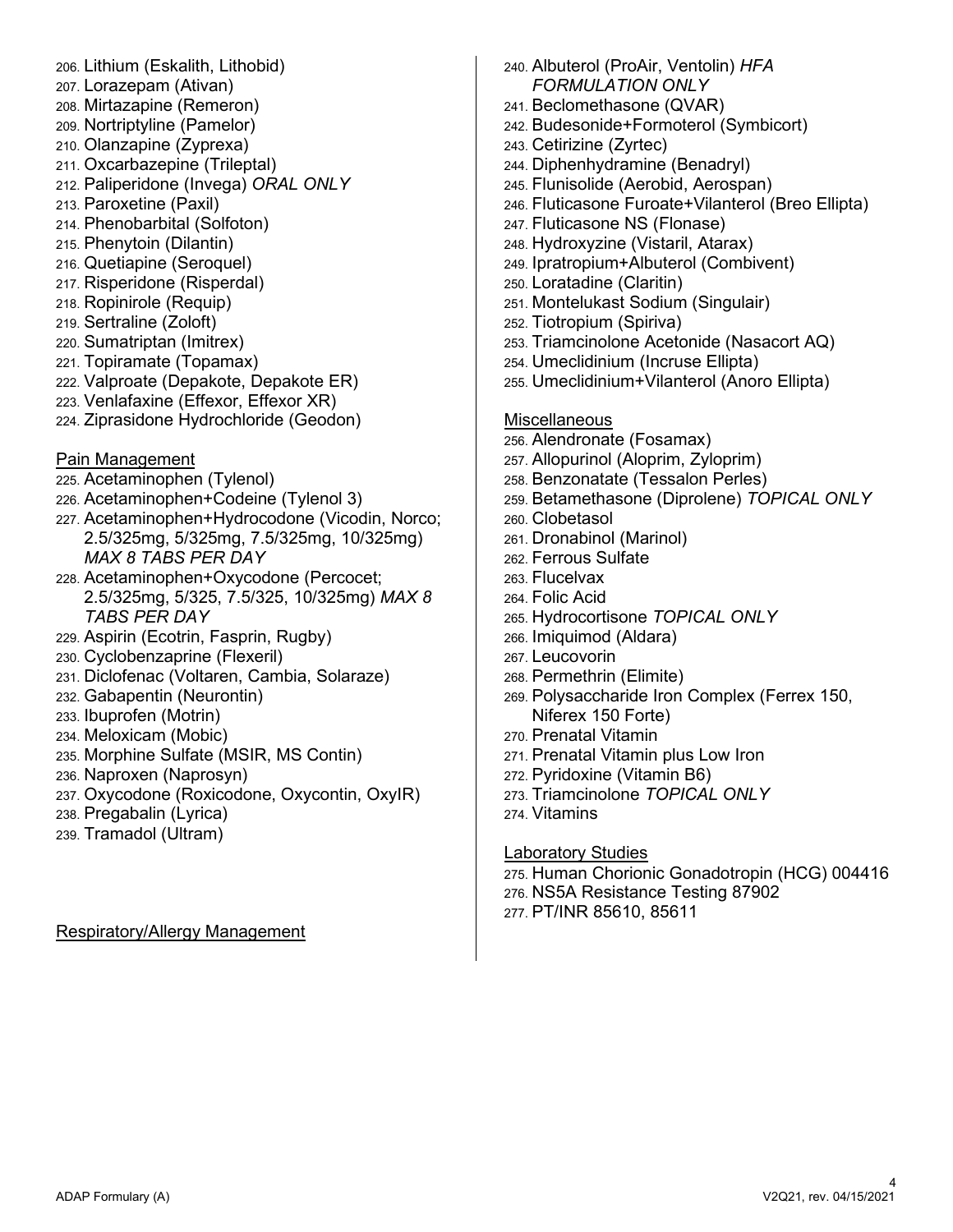206. Lithium (Eskalith, Lithobid)
207. Lorazepam (Ativan)
208. Mirtazapine (Remeron)
209. Nortriptyline (Pamelor)
210. Olanzapine (Zyprexa)
211. Oxcarbazepine (Trileptal)
212. Paliperidone (Invega) *ORAL ONLY*
213. Paroxetine (Paxil)
214. Phenobarbital (Solfoton)
215. Phenytoin (Dilantin)
216. Quetiapine (Seroquel)
217. Risperidone (Risperdal)
218. Ropinirole (Requip)
219. Sertraline (Zoloft)
220. Sumatriptan (Imitrex)
221. Topiramate (Topamax)
222. Valproate (Depakote, Depakote ER)
223. Venlafaxine (Effexor, Effexor XR)
224. Ziprasidone Hydrochloride (Geodon)

<u>Pain Management</u>

225. Acetaminophen (Tylenol)
226. Acetaminophen+Codeine (Tylenol 3)
227. Acetaminophen+Hydrocodone (Vicodin, Norco; 2.5/325mg, 5/325mg, 7.5/325mg, 10/325mg) *MAX 8 TABS PER DAY*
228. Acetaminophen+Oxycodone (Percocet; 2.5/325mg, 5/325, 7.5/325, 10/325mg) *MAX 8 TABS PER DAY*
229. Aspirin (Ecotrin, Fasprin, Rugby)
230. Cyclobenzaprine (Flexeril)
231. Diclofenac (Voltaren, Cambia, Solaraze)
232. Gabapentin (Neurontin)
233. Ibuprofen (Motrin)
234. Meloxicam (Mobic)
235. Morphine Sulfate (MSIR, MS Contin)
236. Naproxen (Naprosyn)
237. Oxycodone (Roxicodone, Oxycontin, OxyIR)
238. Pregabalin (Lyrica)
239. Tramadol (Ultram)

<u>Respiratory/Allergy Management</u>

240. Albuterol (ProAir, Ventolin) *HFA FORMULATION ONLY*
241. Beclomethasone (QVAR)
242. Budesonide+Formoterol (Symbicort)
243. Cetirizine (Zyrtec)
244. Diphenhydramine (Benadryl)
245. Flunisolide (Aerobid, Aerospan)
246. Fluticasone Furoate+Vilanterol (Breo Ellipta)
247. Fluticasone NS (Flonase)
248. Hydroxyzine (Vistaril, Atarax)
249. Ipratropium+Albuterol (Combivent)
250. Loratadine (Claritin)
251. Montelukast Sodium (Singulair)
252. Tiotropium (Spiriva)
253. Triamcinolone Acetonide (Nasacort AQ)
254. Umeclidinium (Incruse Ellipta)
255. Umeclidinium+Vilanterol (Anoro Ellipta)

<u>Miscellaneous</u>

256. Alendronate (Fosamax)
257. Allopurinol (Aloprim, Zyloprim)
258. Benzonatate (Tessalon Perles)
259. Betamethasone (Diprolene) *TOPICAL ONLY*
260. Clobetasol
261. Dronabinol (Marinol)
262. Ferrous Sulfate
263. Flucelvax
264. Folic Acid
265. Hydrocortisone *TOPICAL ONLY*
266. Imiquimod (Aldara)
267. Leucovorin
268. Permethrin (Elimite)
269. Polysaccharide Iron Complex (Ferrex 150, Niferex 150 Forte)
270. Prenatal Vitamin
271. Prenatal Vitamin plus Low Iron
272. Pyridoxine (Vitamin B6)
273. Triamcinolone *TOPICAL ONLY*
274. Vitamins

<u>Laboratory Studies</u>

275. Human Chorionic Gonadotropin (HCG) 004416
276. NS5A Resistance Testing 87902
277. PT/INR 85610, 85611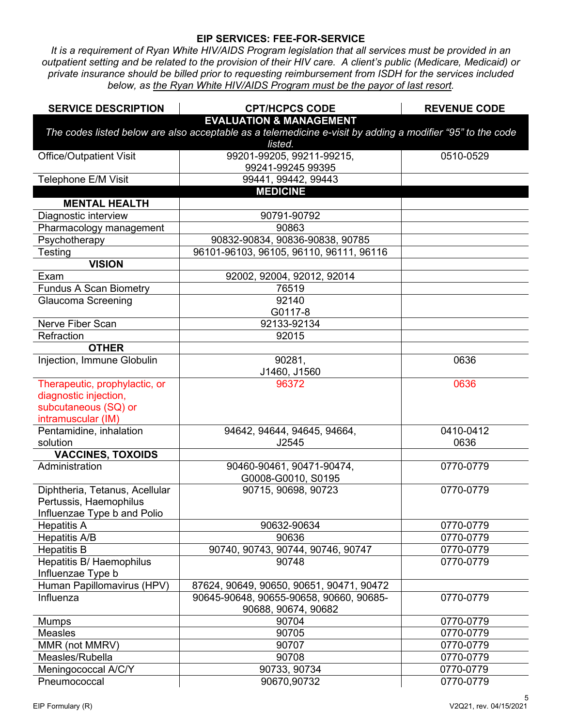**EIP SERVICES: FEE-FOR-SERVICE**

*It is a requirement of Ryan White HIV/AIDS Program legislation that all services must be provided in an outpatient setting and be related to the provision of their HIV care. A client's public (Medicare, Medicaid) or private insurance should be billed prior to requesting reimbursement from ISDH for the services included below, as the Ryan White HIV/AIDS Program must be the payor of last resort.*

| SERVICE DESCRIPTION | CPT/HCPCS CODE | REVENUE CODE |
|---|---|---|
| **EVALUATION & MANAGEMENT** *The codes listed below are also acceptable as a telemedicine e-visit by adding a modifier "95" to the code listed.* | | |
| Office/Outpatient Visit | 99201-99205, 99211-99215, 99241-99245 99395 | 0510-0529 |
| Telephone E/M Visit | 99441, 99442, 99443 | |
| **MEDICINE** | | |
| **MENTAL HEALTH** | | |
| Diagnostic interview | 90791-90792 | |
| Pharmacology management | 90863 | |
| Psychotherapy | 90832-90834, 90836-90838, 90785 | |
| Testing | 96101-96103, 96105, 96110, 96111, 96116 | |
| **VISION** | | |
| Exam | 92002, 92004, 92012, 92014 | |
| Fundus A Scan Biometry | 76519 | |
| Glaucoma Screening | 92140 G0117-8 | |
| Nerve Fiber Scan | 92133-92134 | |
| Refraction | 92015 | |
| **OTHER** | | |
| Injection, Immune Globulin | 90281, J1460, J1560 | 0636 |
| Therapeutic, prophylactic, or diagnostic injection, subcutaneous (SQ) or intramuscular (IM) | 96372 | 0636 |
| Pentamidine, inhalation solution | 94642, 94644, 94645, 94664, J2545 | 0410-0412 0636 |
| **VACCINES, TOXOIDS** | | |
| Administration | 90460-90461, 90471-90474, G0008-G0010, S0195 | 0770-0779 |
| Diphtheria, Tetanus, Acellular Pertussis, Haemophilus Influenzae Type b and Polio | 90715, 90698, 90723 | 0770-0779 |
| Hepatitis A | 90632-90634 | 0770-0779 |
| Hepatitis A/B | 90636 | 0770-0779 |
| Hepatitis B | 90740, 90743, 90744, 90746, 90747 | 0770-0779 |
| Hepatitis B/ Haemophilus Influenzae Type b | 90748 | 0770-0779 |
| Human Papillomavirus (HPV) | 87624, 90649, 90650, 90651, 90471, 90472 | |
| Influenza | 90645-90648, 90655-90658, 90660, 90685-90688, 90674, 90682 | 0770-0779 |
| Mumps | 90704 | 0770-0779 |
| Measles | 90705 | 0770-0779 |
| MMR (not MMRV) | 90707 | 0770-0779 |
| Measles/Rubella | 90708 | 0770-0779 |
| Meningococcal A/C/Y | 90733, 90734 | 0770-0779 |
| Pneumococcal | 90670,90732 | 0770-0779 |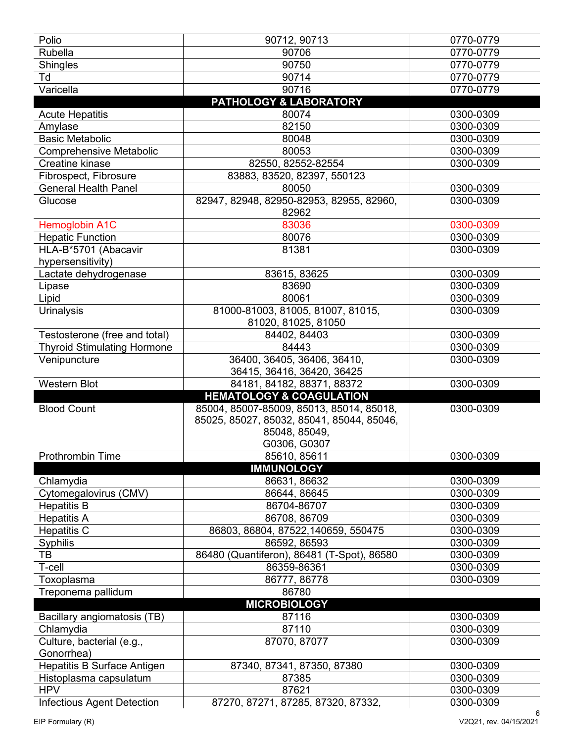| | | |
|---|---|---|
| Polio | 90712, 90713 | 0770-0779 |
| Rubella | 90706 | 0770-0779 |
| Shingles | 90750 | 0770-0779 |
| Td | 90714 | 0770-0779 |
| Varicella | 90716 | 0770-0779 |
| **PATHOLOGY & LABORATORY** | | |
| Acute Hepatitis | 80074 | 0300-0309 |
| Amylase | 82150 | 0300-0309 |
| Basic Metabolic | 80048 | 0300-0309 |
| Comprehensive Metabolic | 80053 | 0300-0309 |
| Creatine kinase | 82550, 82552-82554 | 0300-0309 |
| Fibrospect, Fibrosure | 83883, 83520, 82397, 550123 | |
| General Health Panel | 80050 | 0300-0309 |
| Glucose | 82947, 82948, 82950-82953, 82955, 82960, 82962 | 0300-0309 |
| Hemoglobin A1C | 83036 | 0300-0309 |
| Hepatic Function | 80076 | 0300-0309 |
| HLA-B*5701 (Abacavir hypersensitivity) | 81381 | 0300-0309 |
| Lactate dehydrogenase | 83615, 83625 | 0300-0309 |
| Lipase | 83690 | 0300-0309 |
| Lipid | 80061 | 0300-0309 |
| Urinalysis | 81000-81003, 81005, 81007, 81015, 81020, 81025, 81050 | 0300-0309 |
| Testosterone (free and total) | 84402, 84403 | 0300-0309 |
| Thyroid Stimulating Hormone | 84443 | 0300-0309 |
| Venipuncture | 36400, 36405, 36406, 36410, 36415, 36416, 36420, 36425 | 0300-0309 |
| Western Blot | 84181, 84182, 88371, 88372 | 0300-0309 |
| **HEMATOLOGY & COAGULATION** | | |
| Blood Count | 85004, 85007-85009, 85013, 85014, 85018, 85025, 85027, 85032, 85041, 85044, 85046, 85048, 85049, G0306, G0307 | 0300-0309 |
| Prothrombin Time | 85610, 85611 | 0300-0309 |
| **IMMUNOLOGY** | | |
| Chlamydia | 86631, 86632 | 0300-0309 |
| Cytomegalovirus (CMV) | 86644, 86645 | 0300-0309 |
| Hepatitis B | 86704-86707 | 0300-0309 |
| Hepatitis A | 86708, 86709 | 0300-0309 |
| Hepatitis C | 86803, 86804, 87522,140659, 550475 | 0300-0309 |
| Syphilis | 86592, 86593 | 0300-0309 |
| TB | 86480 (Quantiferon), 86481 (T-Spot), 86580 | 0300-0309 |
| T-cell | 86359-86361 | 0300-0309 |
| Toxoplasma | 86777, 86778 | 0300-0309 |
| Treponema pallidum | 86780 | |
| **MICROBIOLOGY** | | |
| Bacillary angiomatosis (TB) | 87116 | 0300-0309 |
| Chlamydia | 87110 | 0300-0309 |
| Culture, bacterial (e.g., Gonorrhea) | 87070, 87077 | 0300-0309 |
| Hepatitis B Surface Antigen | 87340, 87341, 87350, 87380 | 0300-0309 |
| Histoplasma capsulatum | 87385 | 0300-0309 |
| HPV | 87621 | 0300-0309 |
| Infectious Agent Detection | 87270, 87271, 87285, 87320, 87332, | 0300-0309 |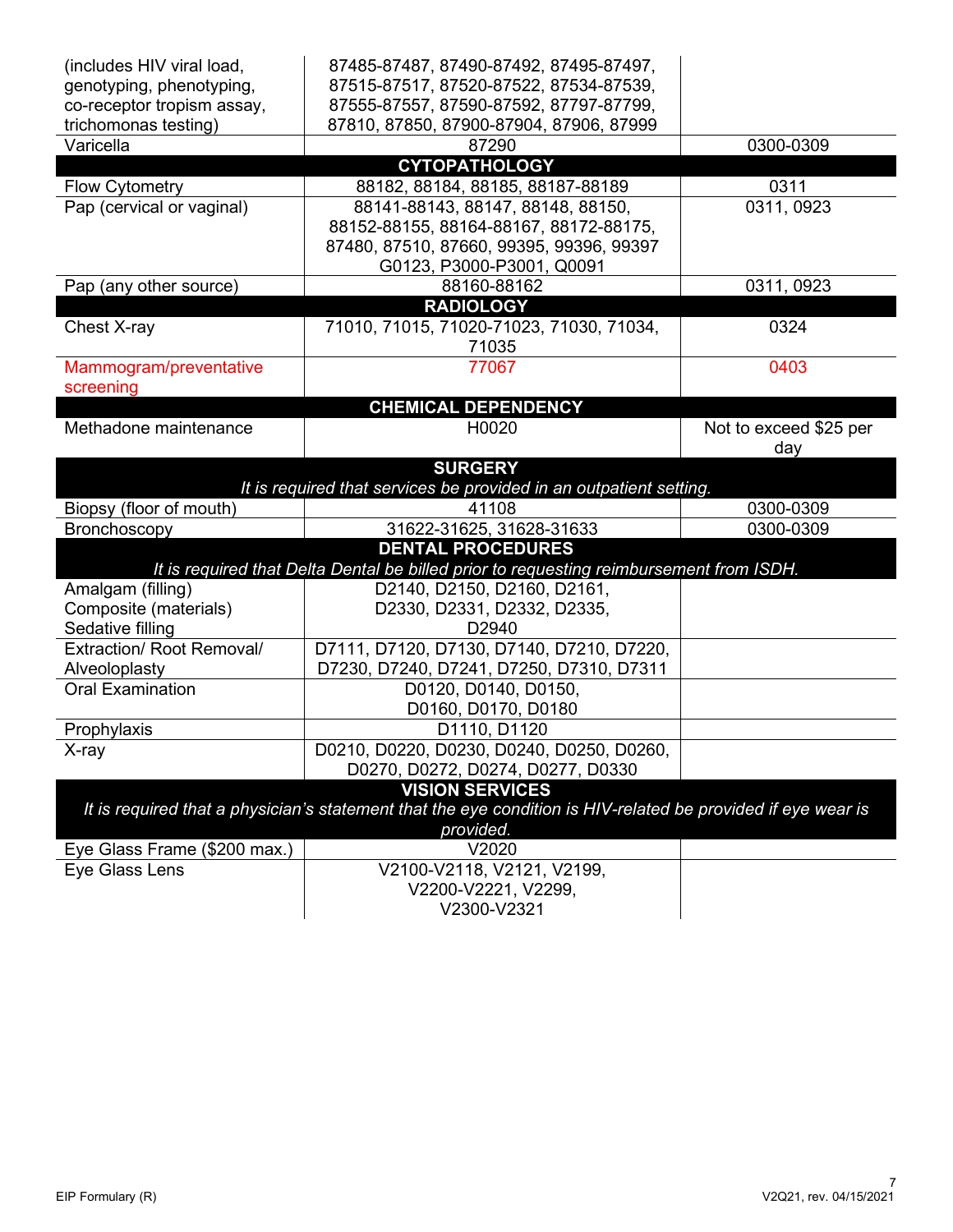| | | |
|---|---|---|
| (includes HIV viral load, genotyping, phenotyping, co-receptor tropism assay, trichomonas testing) | 87485-87487, 87490-87492, 87495-87497, 87515-87517, 87520-87522, 87534-87539, 87555-87557, 87590-87592, 87797-87799, 87810, 87850, 87900-87904, 87906, 87999 | |
| Varicella | 87290 | 0300-0309 |
| **CYTOPATHOLOGY** | | |
| Flow Cytometry | 88182, 88184, 88185, 88187-88189 | 0311 |
| Pap (cervical or vaginal) | 88141-88143, 88147, 88148, 88150, 88152-88155, 88164-88167, 88172-88175, 87480, 87510, 87660, 99395, 99396, 99397 G0123, P3000-P3001, Q0091 | 0311, 0923 |
| Pap (any other source) | 88160-88162 | 0311, 0923 |
| **RADIOLOGY** | | |
| Chest X-ray | 71010, 71015, 71020-71023, 71030, 71034, 71035 | 0324 |
| Mammogram/preventative screening | 77067 | 0403 |
| **CHEMICAL DEPENDENCY** | | |
| Methadone maintenance | H0020 | Not to exceed $25 per day |
| **SURGERY** *It is required that services be provided in an outpatient setting.* | | |
| Biopsy (floor of mouth) | 41108 | 0300-0309 |
| Bronchoscopy | 31622-31625, 31628-31633 | 0300-0309 |
| **DENTAL PROCEDURES** *It is required that Delta Dental be billed prior to requesting reimbursement from ISDH.* | | |
| Amalgam (filling) Composite (materials) Sedative filling | D2140, D2150, D2160, D2161, D2330, D2331, D2332, D2335, D2940 | |
| Extraction/ Root Removal/ Alveoloplasty | D7111, D7120, D7130, D7140, D7210, D7220, D7230, D7240, D7241, D7250, D7310, D7311 | |
| Oral Examination | D0120, D0140, D0150, D0160, D0170, D0180 | |
| Prophylaxis | D1110, D1120 | |
| X-ray | D0210, D0220, D0230, D0240, D0250, D0260, D0270, D0272, D0274, D0277, D0330 | |
| **VISION SERVICES** *It is required that a physician's statement that the eye condition is HIV-related be provided if eye wear is provided.* | | |
| Eye Glass Frame ($200 max.) | V2020 | |
| Eye Glass Lens | V2100-V2118, V2121, V2199, V2200-V2221, V2299, V2300-V2321 | |